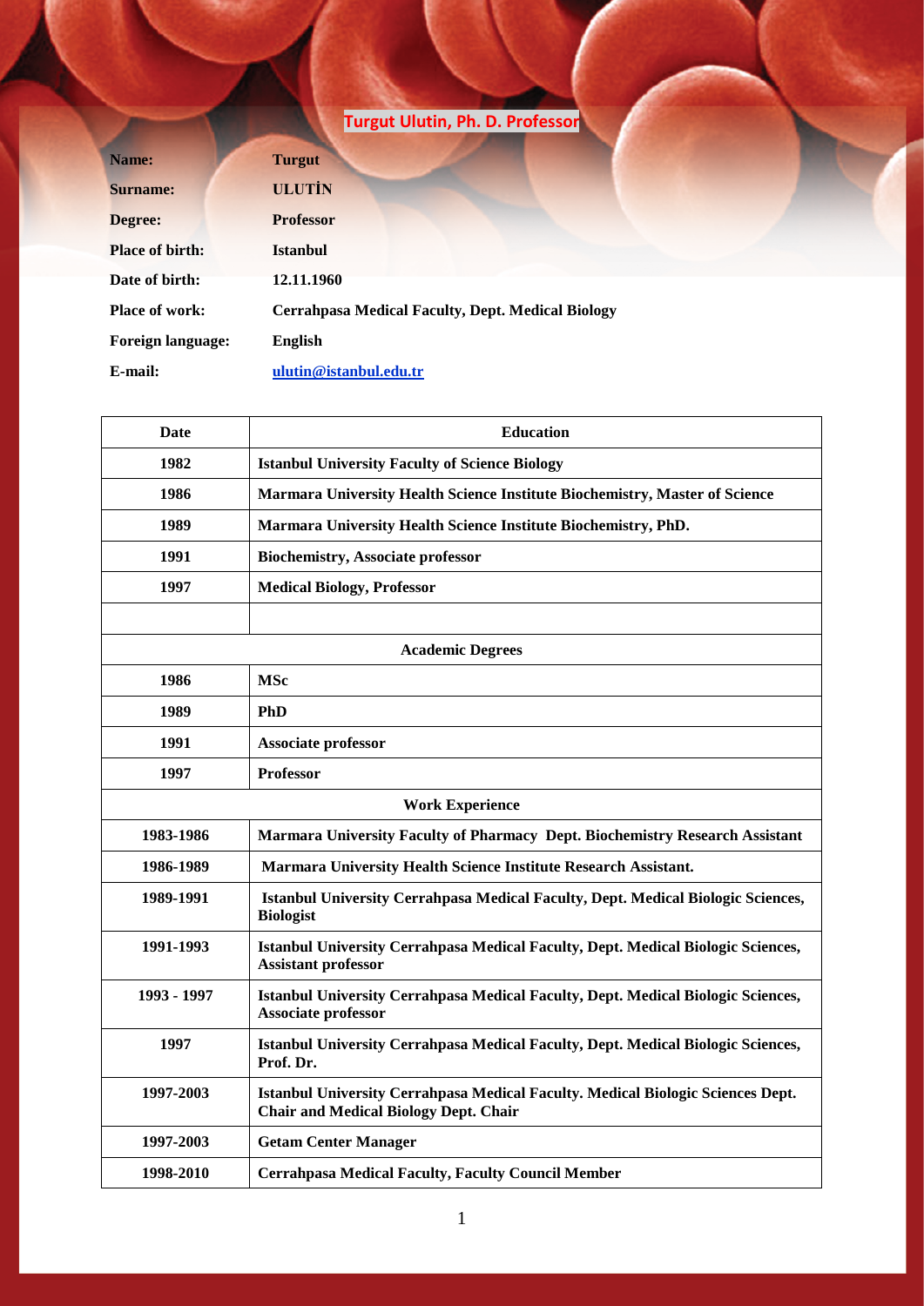# Turgut Ulutin, Ph. D. Professor

| | |
|---|---|
| **Name:** | **Turgut** |
| **Surname:** | **ULUTİN** |
| **Degree:** | **Professor** |
| **Place of birth:** | **Istanbul** |
| **Date of birth:** | **12.11.1960** |
| **Place of work:** | **Cerrahpasa Medical Faculty, Dept. Medical Biology** |
| **Foreign language:** | **English** |
| **E-mail:** | **ulutin@istanbul.edu.tr** |

| Date | Education |
|---|---|
| 1982 | Istanbul University Faculty of Science Biology |
| 1986 | Marmara University Health Science Institute Biochemistry, Master of Science |
| 1989 | Marmara University Health Science Institute Biochemistry, PhD. |
| 1991 | Biochemistry, Associate professor |
| 1997 | Medical Biology, Professor |
| | |
| **Academic Degrees** | |
| 1986 | MSc |
| 1989 | PhD |
| 1991 | Associate professor |
| 1997 | Professor |
| **Work Experience** | |
| 1983-1986 | Marmara University Faculty of Pharmacy Dept. Biochemistry Research Assistant |
| 1986-1989 | Marmara University Health Science Institute Research Assistant. |
| 1989-1991 | Istanbul University Cerrahpasa Medical Faculty, Dept. Medical Biologic Sciences, Biologist |
| 1991-1993 | Istanbul University Cerrahpasa Medical Faculty, Dept. Medical Biologic Sciences, Assistant professor |
| 1993 - 1997 | Istanbul University Cerrahpasa Medical Faculty, Dept. Medical Biologic Sciences, Associate professor |
| 1997 | Istanbul University Cerrahpasa Medical Faculty, Dept. Medical Biologic Sciences, Prof. Dr. |
| 1997-2003 | Istanbul University Cerrahpasa Medical Faculty. Medical Biologic Sciences Dept. Chair and Medical Biology Dept. Chair |
| 1997-2003 | Getam Center Manager |
| 1998-2010 | Cerrahpasa Medical Faculty, Faculty Council Member |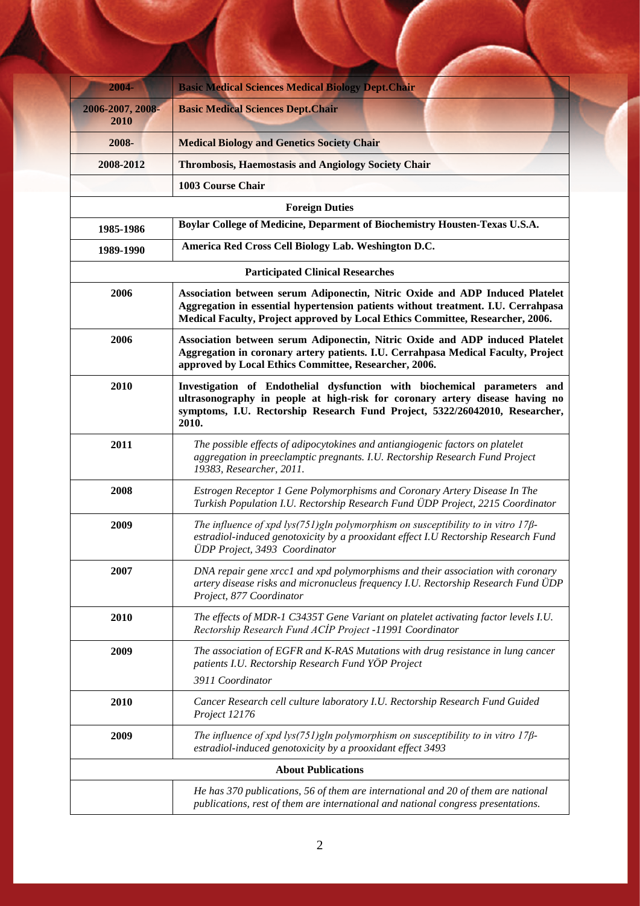| | |
|---|---|
| **2004-** | **Basic Medical Sciences Medical Biology Dept.Chair** |
| **2006-2007, 2008-2010** | **Basic Medical Sciences Dept.Chair** |
| **2008-** | **Medical Biology and Genetics Society Chair** |
| **2008-2012** | **Thrombosis, Haemostasis and Angiology Society Chair** |
| | **1003 Course Chair** |
| **Foreign Duties** | |
| **1985-1986** | **Boylar College of Medicine, Deparment of Biochemistry Housten-Texas U.S.A.** |
| **1989-1990** | **America Red Cross Cell Biology Lab. Weshington D.C.** |
| **Participated Clinical Researches** | |
| **2006** | **Association between serum Adiponectin, Nitric Oxide and ADP Induced Platelet Aggregation in essential hypertension patients without treatment. I.U. Cerrahpasa Medical Faculty, Project approved by Local Ethics Committee, Researcher, 2006.** |
| **2006** | **Association between serum Adiponectin, Nitric Oxide and ADP induced Platelet Aggregation in coronary artery patients. I.U. Cerrahpasa Medical Faculty, Project approved by Local Ethics Committee, Researcher, 2006.** |
| **2010** | **Investigation of Endothelial dysfunction with biochemical parameters and ultrasonography in people at high-risk for coronary artery disease having no symptoms, I.U. Rectorship Research Fund Project, 5322/26042010, Researcher, 2010.** |
| **2011** | *The possible effects of adipocytokines and antiangiogenic factors on platelet aggregation in preeclamptic pregnants. I.U. Rectorship Research Fund Project 19383, Researcher, 2011.* |
| **2008** | *Estrogen Receptor 1 Gene Polymorphisms and Coronary Artery Disease In The Turkish Population I.U. Rectorship Research Fund ÜDP Project, 2215 Coordinator* |
| **2009** | *The influence of xpd lys(751)gln polymorphism on susceptibility to in vitro 17β-estradiol-induced genotoxicity by a prooxidant effect I.U Rectorship Research Fund ÜDP Project, 3493 Coordinator* |
| **2007** | *DNA repair gene xrcc1 and xpd polymorphisms and their association with coronary artery disease risks and micronucleus frequency I.U. Rectorship Research Fund ÜDP Project, 877 Coordinator* |
| **2010** | *The effects of MDR-1 C3435T Gene Variant on platelet activating factor levels I.U. Rectorship Research Fund ACİP Project -11991 Coordinator* |
| **2009** | *The association of EGFR and K-RAS Mutations with drug resistance in lung cancer patients I.U. Rectorship Research Fund YÖP Project 3911 Coordinator* |
| **2010** | *Cancer Research cell culture laboratory I.U. Rectorship Research Fund Guided Project 12176* |
| **2009** | *The influence of xpd lys(751)gln polymorphism on susceptibility to in vitro 17β-estradiol-induced genotoxicity by a prooxidant effect 3493* |
| **About Publications** | |
| | *He has 370 publications, 56 of them are international and 20 of them are national publications, rest of them are international and national congress presentations.* |